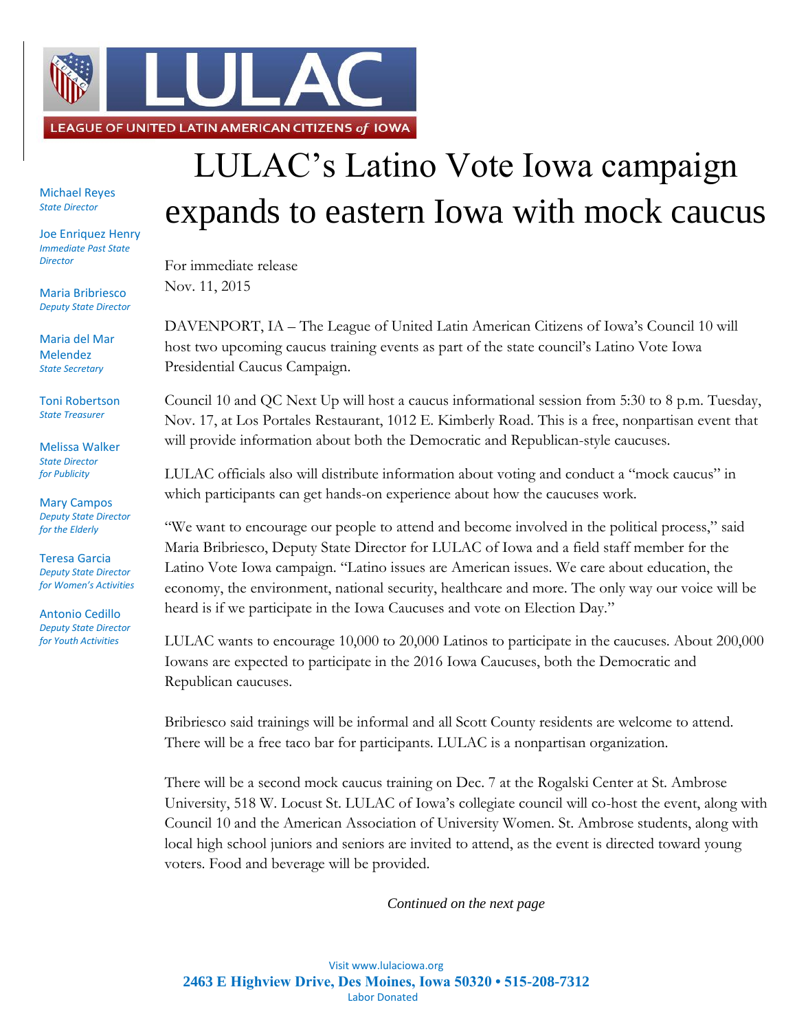LEAGUE OF UNITED LATIN AMERICAN CITIZENS *of* IOWA

Michael Reyes
*State Director*

Joe Enriquez Henry
*Immediate Past State Director*

Maria Bribriesco
*Deputy State Director*

Maria del Mar Melendez
*State Secretary*

Toni Robertson
*State Treasurer*

Melissa Walker
*State Director for Publicity*

Mary Campos
*Deputy State Director for the Elderly*

Teresa Garcia
*Deputy State Director for Women's Activities*

Antonio Cedillo
*Deputy State Director for Youth Activities*

# LULAC's Latino Vote Iowa campaign expands to eastern Iowa with mock caucus

For immediate release
Nov. 11, 2015

DAVENPORT, IA – The League of United Latin American Citizens of Iowa's Council 10 will host two upcoming caucus training events as part of the state council's Latino Vote Iowa Presidential Caucus Campaign.

Council 10 and QC Next Up will host a caucus informational session from 5:30 to 8 p.m. Tuesday, Nov. 17, at Los Portales Restaurant, 1012 E. Kimberly Road. This is a free, nonpartisan event that will provide information about both the Democratic and Republican-style caucuses.

LULAC officials also will distribute information about voting and conduct a "mock caucus" in which participants can get hands-on experience about how the caucuses work.

"We want to encourage our people to attend and become involved in the political process," said Maria Bribriesco, Deputy State Director for LULAC of Iowa and a field staff member for the Latino Vote Iowa campaign. "Latino issues are American issues. We care about education, the economy, the environment, national security, healthcare and more. The only way our voice will be heard is if we participate in the Iowa Caucuses and vote on Election Day."

LULAC wants to encourage 10,000 to 20,000 Latinos to participate in the caucuses. About 200,000 Iowans are expected to participate in the 2016 Iowa Caucuses, both the Democratic and Republican caucuses.

Bribriesco said trainings will be informal and all Scott County residents are welcome to attend. There will be a free taco bar for participants. LULAC is a nonpartisan organization.

There will be a second mock caucus training on Dec. 7 at the Rogalski Center at St. Ambrose University, 518 W. Locust St. LULAC of Iowa's collegiate council will co-host the event, along with Council 10 and the American Association of University Women. St. Ambrose students, along with local high school juniors and seniors are invited to attend, as the event is directed toward young voters. Food and beverage will be provided.

*Continued on the next page*

Visit www.lulaciowa.org
**2463 E Highview Drive, Des Moines, Iowa 50320 • 515-208-7312**
Labor Donated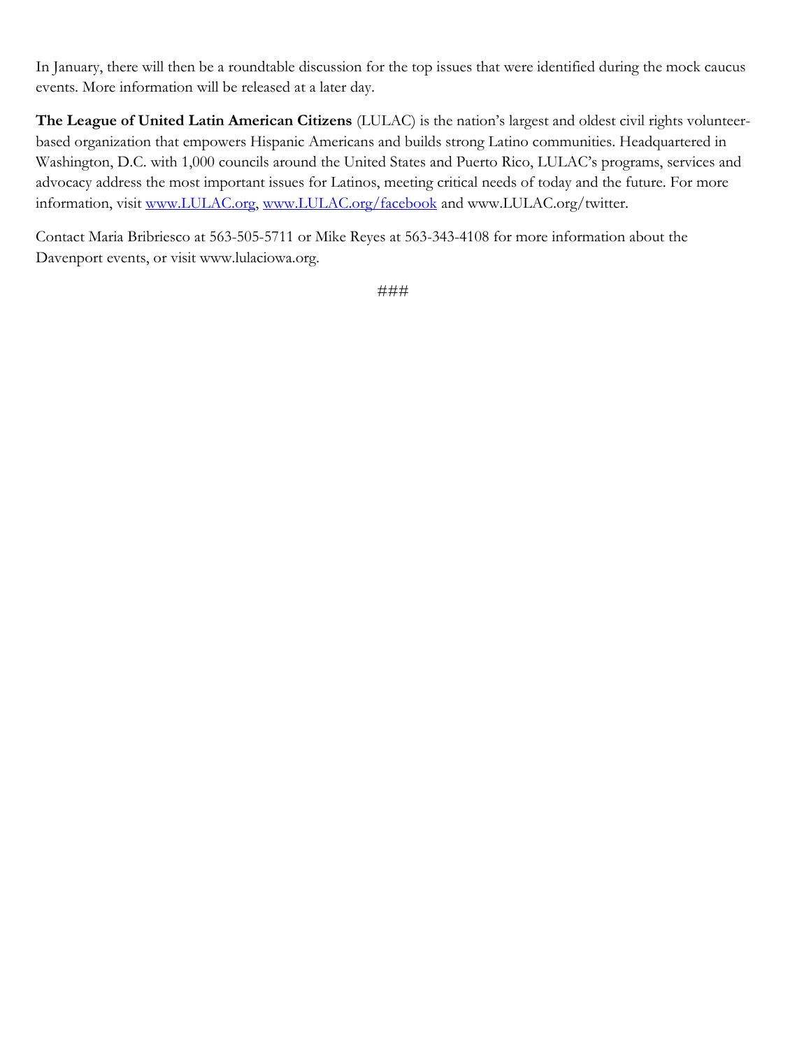In January, there will then be a roundtable discussion for the top issues that were identified during the mock caucus events. More information will be released at a later day.

**The League of United Latin American Citizens** (LULAC) is the nation's largest and oldest civil rights volunteer-based organization that empowers Hispanic Americans and builds strong Latino communities. Headquartered in Washington, D.C. with 1,000 councils around the United States and Puerto Rico, LULAC's programs, services and advocacy address the most important issues for Latinos, meeting critical needs of today and the future. For more information, visit www.LULAC.org, www.LULAC.org/facebook and www.LULAC.org/twitter.

Contact Maria Bribriesco at 563-505-5711 or Mike Reyes at 563-343-4108 for more information about the Davenport events, or visit www.lulaciowa.org.

###